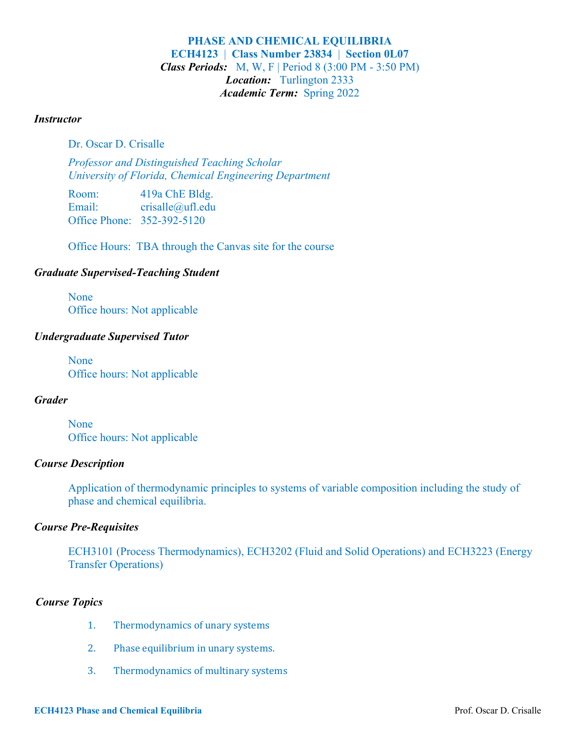# PHASE AND CHEMICAL EQUILIBRIA

**ECH4123 | Class Number 23834 | Section 0L07**

***Class Periods:*** M, W, F | Period 8 (3:00 PM - 3:50 PM)

***Location:*** Turlington 2333

***Academic Term:*** Spring 2022

### *Instructor*

Dr. Oscar D. Crisalle

*Professor and Distinguished Teaching Scholar*
*University of Florida, Chemical Engineering Department*

Room: 419a ChE Bldg.
Email: crisalle@ufl.edu
Office Phone: 352-392-5120

Office Hours: TBA through the Canvas site for the course

### *Graduate Supervised-Teaching Student*

None
Office hours: Not applicable

### *Undergraduate Supervised Tutor*

None
Office hours: Not applicable

### *Grader*

None
Office hours: Not applicable

### *Course Description*

Application of thermodynamic principles to systems of variable composition including the study of phase and chemical equilibria.

### *Course Pre-Requisites*

ECH3101 (Process Thermodynamics), ECH3202 (Fluid and Solid Operations) and ECH3223 (Energy Transfer Operations)

### *Course Topics*

1. Thermodynamics of unary systems
2. Phase equilibrium in unary systems.
3. Thermodynamics of multinary systems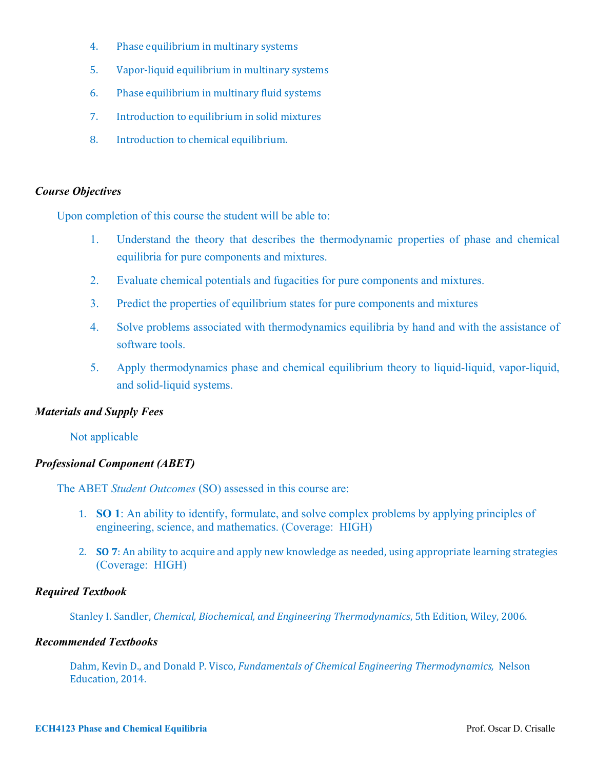4. Phase equilibrium in multinary systems
5. Vapor-liquid equilibrium in multinary systems
6. Phase equilibrium in multinary fluid systems
7. Introduction to equilibrium in solid mixtures
8. Introduction to chemical equilibrium.

### *Course Objectives*

Upon completion of this course the student will be able to:

1. Understand the theory that describes the thermodynamic properties of phase and chemical equilibria for pure components and mixtures.
2. Evaluate chemical potentials and fugacities for pure components and mixtures.
3. Predict the properties of equilibrium states for pure components and mixtures
4. Solve problems associated with thermodynamics equilibria by hand and with the assistance of software tools.
5. Apply thermodynamics phase and chemical equilibrium theory to liquid-liquid, vapor-liquid, and solid-liquid systems.

### *Materials and Supply Fees*

Not applicable

### *Professional Component (ABET)*

The ABET *Student Outcomes* (SO) assessed in this course are:

1. **SO 1**: An ability to identify, formulate, and solve complex problems by applying principles of engineering, science, and mathematics. (Coverage: HIGH)
2. **SO 7**: An ability to acquire and apply new knowledge as needed, using appropriate learning strategies (Coverage: HIGH)

### *Required Textbook*

Stanley I. Sandler, *Chemical, Biochemical, and Engineering Thermodynamics*, 5th Edition, Wiley, 2006.

### *Recommended Textbooks*

Dahm, Kevin D., and Donald P. Visco, *Fundamentals of Chemical Engineering Thermodynamics,* Nelson Education, 2014.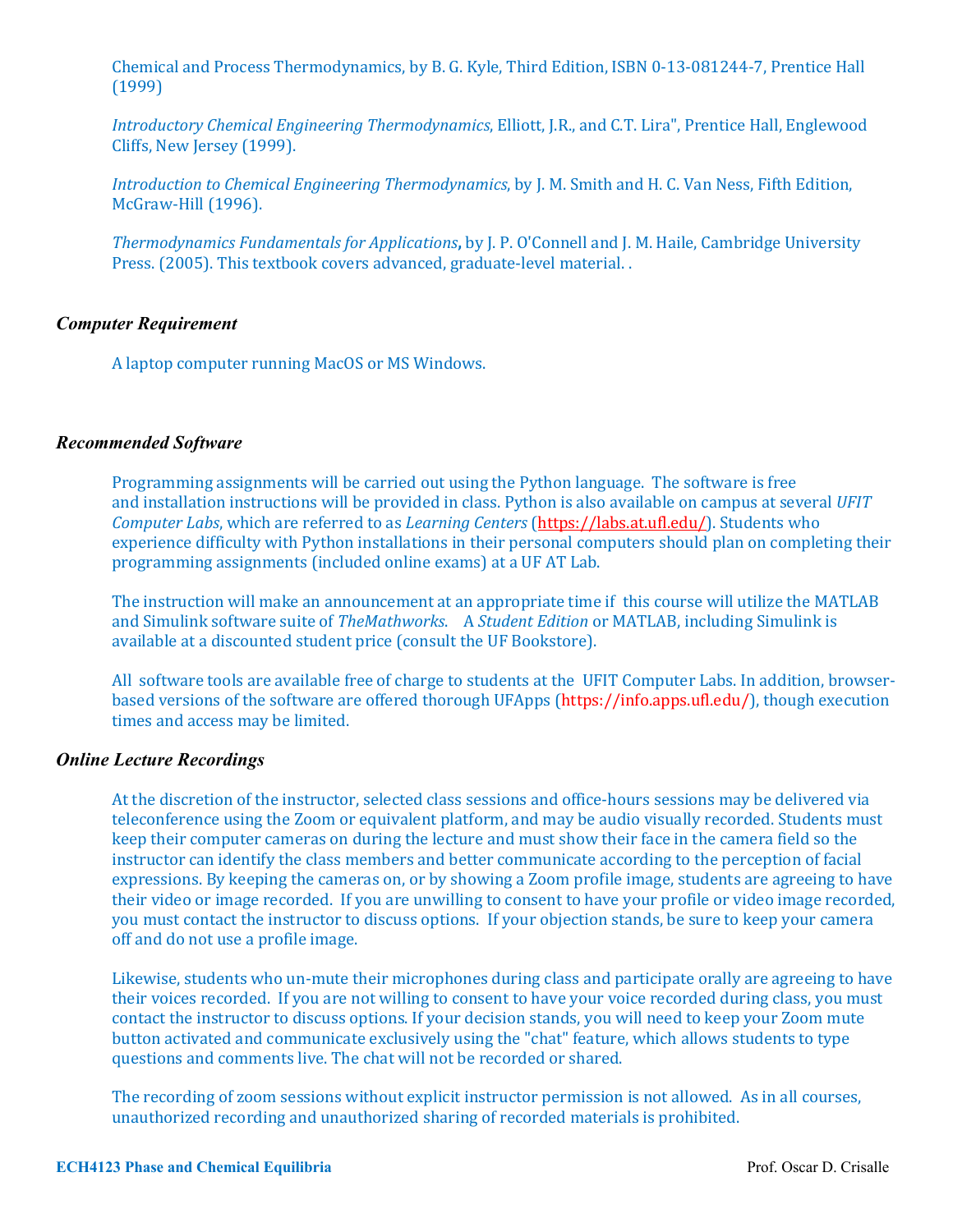Chemical and Process Thermodynamics, by B. G. Kyle, Third Edition, ISBN 0-13-081244-7, Prentice Hall (1999)

*Introductory Chemical Engineering Thermodynamics*, Elliott, J.R., and C.T. Lira", Prentice Hall, Englewood Cliffs, New Jersey (1999).

*Introduction to Chemical Engineering Thermodynamics*, by J. M. Smith and H. C. Van Ness, Fifth Edition, McGraw-Hill (1996).

*Thermodynamics Fundamentals for Applications***,** by J. P. O'Connell and J. M. Haile, Cambridge University Press. (2005). This textbook covers advanced, graduate-level material. .

### *Computer Requirement*

A laptop computer running MacOS or MS Windows.

### *Recommended Software*

Programming assignments will be carried out using the Python language. The software is free and installation instructions will be provided in class. Python is also available on campus at several *UFIT Computer Labs*, which are referred to as *Learning Centers* (https://labs.at.ufl.edu/). Students who experience difficulty with Python installations in their personal computers should plan on completing their programming assignments (included online exams) at a UF AT Lab.

The instruction will make an announcement at an appropriate time if this course will utilize the MATLAB and Simulink software suite of *TheMathworks*. A *Student Edition* or MATLAB, including Simulink is available at a discounted student price (consult the UF Bookstore).

All software tools are available free of charge to students at the UFIT Computer Labs. In addition, browser-based versions of the software are offered thorough UFApps (https://info.apps.ufl.edu/), though execution times and access may be limited.

### *Online Lecture Recordings*

At the discretion of the instructor, selected class sessions and office-hours sessions may be delivered via teleconference using the Zoom or equivalent platform, and may be audio visually recorded. Students must keep their computer cameras on during the lecture and must show their face in the camera field so the instructor can identify the class members and better communicate according to the perception of facial expressions. By keeping the cameras on, or by showing a Zoom profile image, students are agreeing to have their video or image recorded. If you are unwilling to consent to have your profile or video image recorded, you must contact the instructor to discuss options. If your objection stands, be sure to keep your camera off and do not use a profile image.

Likewise, students who un-mute their microphones during class and participate orally are agreeing to have their voices recorded. If you are not willing to consent to have your voice recorded during class, you must contact the instructor to discuss options. If your decision stands, you will need to keep your Zoom mute button activated and communicate exclusively using the "chat" feature, which allows students to type questions and comments live. The chat will not be recorded or shared.

The recording of zoom sessions without explicit instructor permission is not allowed. As in all courses, unauthorized recording and unauthorized sharing of recorded materials is prohibited.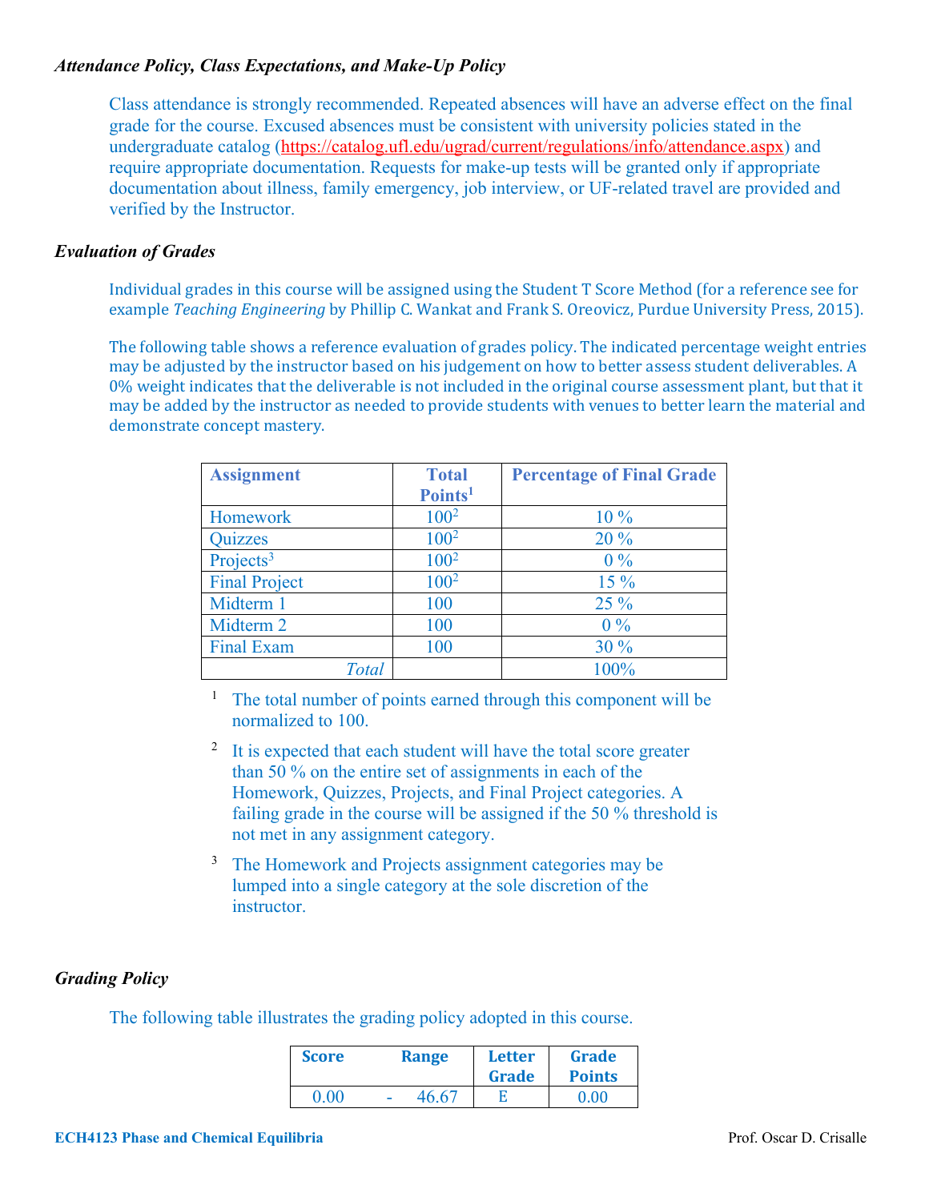### *Attendance Policy, Class Expectations, and Make-Up Policy*

Class attendance is strongly recommended. Repeated absences will have an adverse effect on the final grade for the course. Excused absences must be consistent with university policies stated in the undergraduate catalog (https://catalog.ufl.edu/ugrad/current/regulations/info/attendance.aspx) and require appropriate documentation. Requests for make-up tests will be granted only if appropriate documentation about illness, family emergency, job interview, or UF-related travel are provided and verified by the Instructor.

### *Evaluation of Grades*

Individual grades in this course will be assigned using the Student T Score Method (for a reference see for example *Teaching Engineering* by Phillip C. Wankat and Frank S. Oreovicz, Purdue University Press, 2015).

The following table shows a reference evaluation of grades policy. The indicated percentage weight entries may be adjusted by the instructor based on his judgement on how to better assess student deliverables. A 0% weight indicates that the deliverable is not included in the original course assessment plant, but that it may be added by the instructor as needed to provide students with venues to better learn the material and demonstrate concept mastery.

| Assignment | Total Points[1] | Percentage of Final Grade |
|---|---|---|
| Homework | 100[2] | 10 % |
| Quizzes | 100[2] | 20 % |
| Projects[3] | 100[2] | 0 % |
| Final Project | 100[2] | 15 % |
| Midterm 1 | 100 | 25 % |
| Midterm 2 | 100 | 0 % |
| Final Exam | 100 | 30 % |
| *Total* | | 100% |

[1] The total number of points earned through this component will be normalized to 100.

[2] It is expected that each student will have the total score greater than 50 % on the entire set of assignments in each of the Homework, Quizzes, Projects, and Final Project categories. A failing grade in the course will be assigned if the 50 % threshold is not met in any assignment category.

[3] The Homework and Projects assignment categories may be lumped into a single category at the sole discretion of the instructor.

### *Grading Policy*

The following table illustrates the grading policy adopted in this course.

| Score | Range | Letter Grade | Grade Points |
|---|---|---|---|
| 0.00 | - 46.67 | E | 0.00 |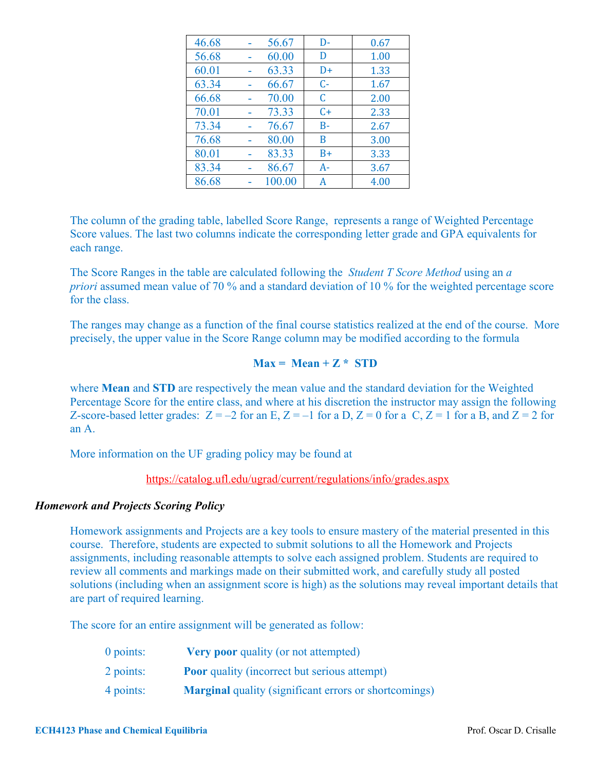| Score Range | | | Letter Grade | GPA |
|---|---|---|---|---|
| 46.68 | - | 56.67 | D- | 0.67 |
| 56.68 | - | 60.00 | D | 1.00 |
| 60.01 | - | 63.33 | D+ | 1.33 |
| 63.34 | - | 66.67 | C- | 1.67 |
| 66.68 | - | 70.00 | C | 2.00 |
| 70.01 | - | 73.33 | C+ | 2.33 |
| 73.34 | - | 76.67 | B- | 2.67 |
| 76.68 | - | 80.00 | B | 3.00 |
| 80.01 | - | 83.33 | B+ | 3.33 |
| 83.34 | - | 86.67 | A- | 3.67 |
| 86.68 | - | 100.00 | A | 4.00 |

The column of the grading table, labelled Score Range, represents a range of Weighted Percentage Score values. The last two columns indicate the corresponding letter grade and GPA equivalents for each range.

The Score Ranges in the table are calculated following the *Student T Score Method* using an *a priori* assumed mean value of 70 % and a standard deviation of 10 % for the weighted percentage score for the class.

The ranges may change as a function of the final course statistics realized at the end of the course. More precisely, the upper value in the Score Range column may be modified according to the formula

$$\textbf{Max} = \textbf{Mean} + \textbf{Z} * \textbf{STD}$$

where **Mean** and **STD** are respectively the mean value and the standard deviation for the Weighted Percentage Score for the entire class, and where at his discretion the instructor may assign the following Z-score-based letter grades: Z = –2 for an E, Z = –1 for a D, Z = 0 for a C, Z = 1 for a B, and Z = 2 for an A.

More information on the UF grading policy may be found at

https://catalog.ufl.edu/ugrad/current/regulations/info/grades.aspx

***Homework and Projects Scoring Policy***

Homework assignments and Projects are a key tools to ensure mastery of the material presented in this course. Therefore, students are expected to submit solutions to all the Homework and Projects assignments, including reasonable attempts to solve each assigned problem. Students are required to review all comments and markings made on their submitted work, and carefully study all posted solutions (including when an assignment score is high) as the solutions may reveal important details that are part of required learning.

The score for an entire assignment will be generated as follow:

- 0 points: **Very poor** quality (or not attempted)
- 2 points: **Poor** quality (incorrect but serious attempt)
- 4 points: **Marginal** quality (significant errors or shortcomings)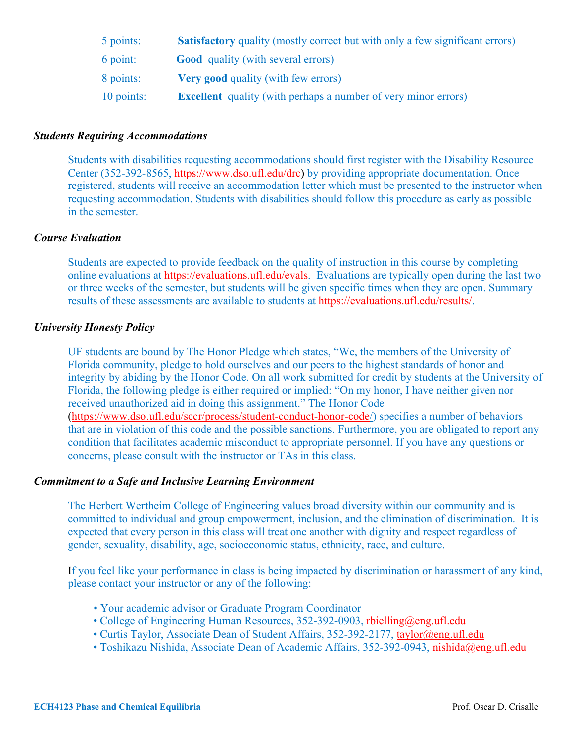| | |
|---|---|
| 5 points: | **Satisfactory** quality (mostly correct but with only a few significant errors) |
| 6 point: | **Good** quality (with several errors) |
| 8 points: | **Very good** quality (with few errors) |
| 10 points: | **Excellent** quality (with perhaps a number of very minor errors) |

### *Students Requiring Accommodations*

Students with disabilities requesting accommodations should first register with the Disability Resource Center (352-392-8565, https://www.dso.ufl.edu/drc) by providing appropriate documentation. Once registered, students will receive an accommodation letter which must be presented to the instructor when requesting accommodation. Students with disabilities should follow this procedure as early as possible in the semester.

### *Course Evaluation*

Students are expected to provide feedback on the quality of instruction in this course by completing online evaluations at https://evaluations.ufl.edu/evals. Evaluations are typically open during the last two or three weeks of the semester, but students will be given specific times when they are open. Summary results of these assessments are available to students at https://evaluations.ufl.edu/results/.

### *University Honesty Policy*

UF students are bound by The Honor Pledge which states, "We, the members of the University of Florida community, pledge to hold ourselves and our peers to the highest standards of honor and integrity by abiding by the Honor Code. On all work submitted for credit by students at the University of Florida, the following pledge is either required or implied: "On my honor, I have neither given nor received unauthorized aid in doing this assignment." The Honor Code (https://www.dso.ufl.edu/sccr/process/student-conduct-honor-code/) specifies a number of behaviors that are in violation of this code and the possible sanctions. Furthermore, you are obligated to report any condition that facilitates academic misconduct to appropriate personnel. If you have any questions or concerns, please consult with the instructor or TAs in this class.

### *Commitment to a Safe and Inclusive Learning Environment*

The Herbert Wertheim College of Engineering values broad diversity within our community and is committed to individual and group empowerment, inclusion, and the elimination of discrimination. It is expected that every person in this class will treat one another with dignity and respect regardless of gender, sexuality, disability, age, socioeconomic status, ethnicity, race, and culture.

If you feel like your performance in class is being impacted by discrimination or harassment of any kind, please contact your instructor or any of the following:

- Your academic advisor or Graduate Program Coordinator
- College of Engineering Human Resources, 352-392-0903, rbielling@eng.ufl.edu
- Curtis Taylor, Associate Dean of Student Affairs, 352-392-2177, taylor@eng.ufl.edu
- Toshikazu Nishida, Associate Dean of Academic Affairs, 352-392-0943, nishida@eng.ufl.edu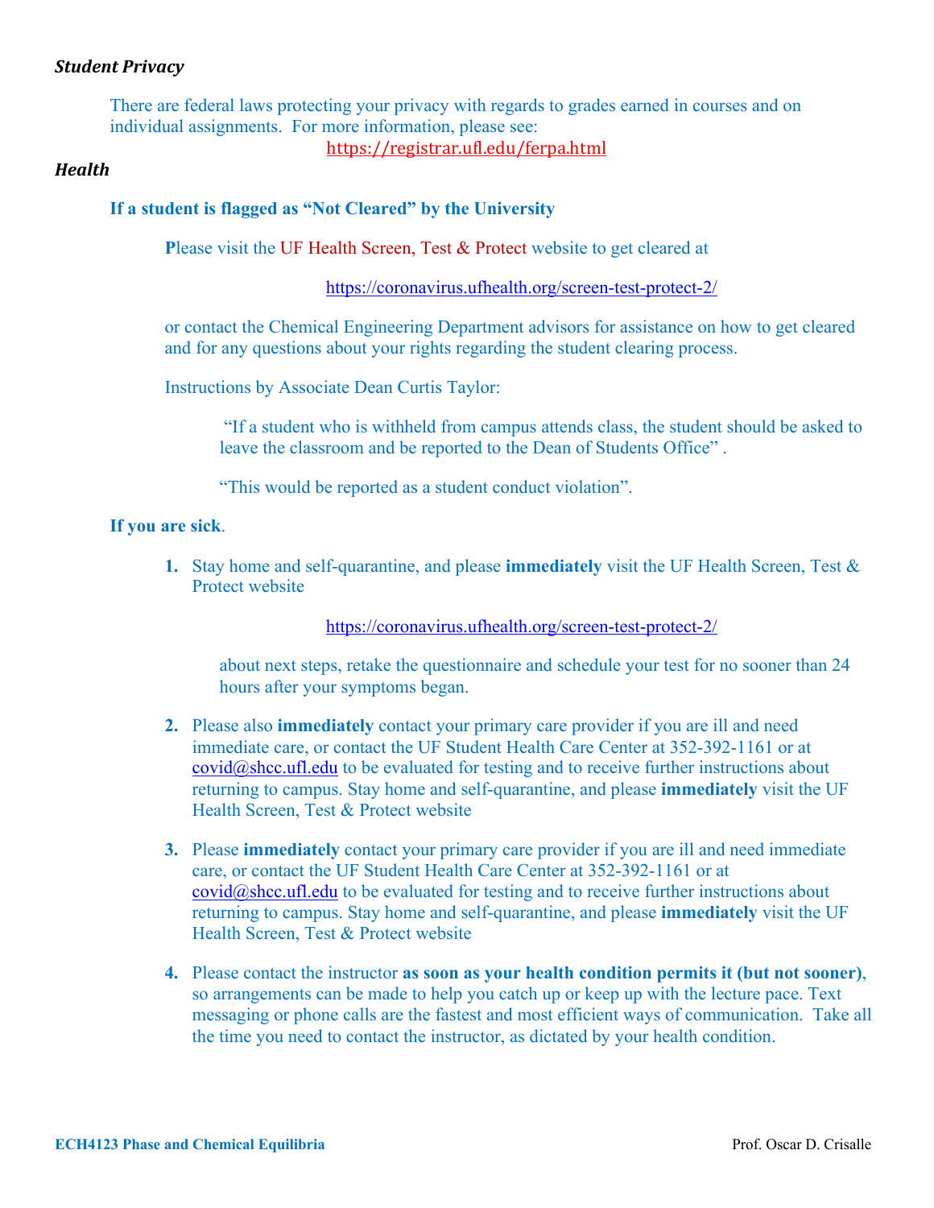***Student Privacy***

There are federal laws protecting your privacy with regards to grades earned in courses and on individual assignments. For more information, please see:

https://registrar.ufl.edu/ferpa.html

***Health***

**If a student is flagged as "Not Cleared" by the University**

Please visit the UF Health Screen, Test & Protect website to get cleared at

https://coronavirus.ufhealth.org/screen-test-protect-2/

or contact the Chemical Engineering Department advisors for assistance on how to get cleared and for any questions about your rights regarding the student clearing process.

Instructions by Associate Dean Curtis Taylor:

> "If a student who is withheld from campus attends class, the student should be asked to leave the classroom and be reported to the Dean of Students Office" .
>
> "This would be reported as a student conduct violation".

**If you are sick**.

1. Stay home and self-quarantine, and please **immediately** visit the UF Health Screen, Test & Protect website

   https://coronavirus.ufhealth.org/screen-test-protect-2/

   about next steps, retake the questionnaire and schedule your test for no sooner than 24 hours after your symptoms began.

2. Please also **immediately** contact your primary care provider if you are ill and need immediate care, or contact the UF Student Health Care Center at 352-392-1161 or at covid@shcc.ufl.edu to be evaluated for testing and to receive further instructions about returning to campus. Stay home and self-quarantine, and please **immediately** visit the UF Health Screen, Test & Protect website

3. Please **immediately** contact your primary care provider if you are ill and need immediate care, or contact the UF Student Health Care Center at 352-392-1161 or at covid@shcc.ufl.edu to be evaluated for testing and to receive further instructions about returning to campus. Stay home and self-quarantine, and please **immediately** visit the UF Health Screen, Test & Protect website

4. Please contact the instructor **as soon as your health condition permits it (but not sooner)**, so arrangements can be made to help you catch up or keep up with the lecture pace. Text messaging or phone calls are the fastest and most efficient ways of communication. Take all the time you need to contact the instructor, as dictated by your health condition.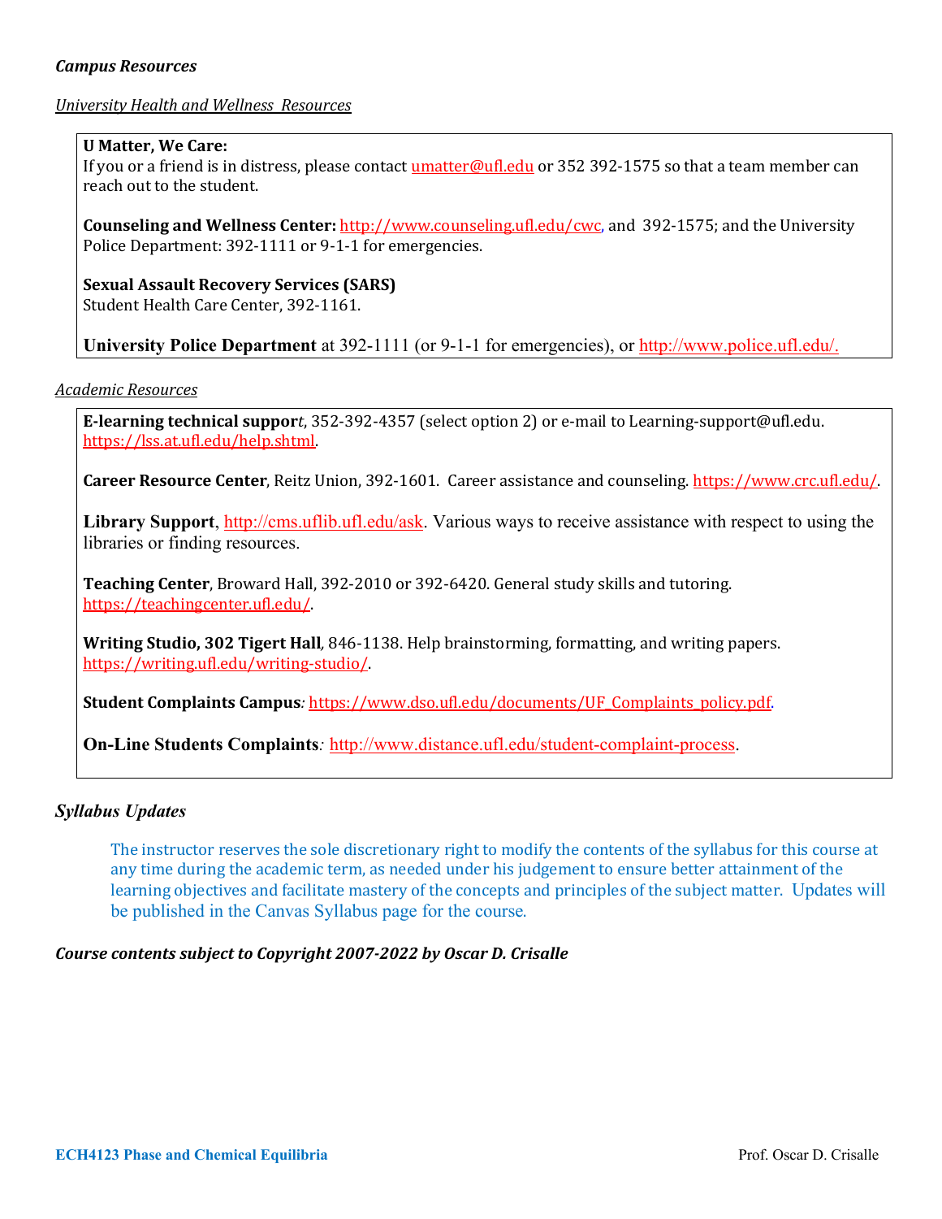***Campus Resources***

*University Health and Wellness Resources*

**U Matter, We Care:**
If you or a friend is in distress, please contact umatter@ufl.edu or 352 392-1575 so that a team member can reach out to the student.

**Counseling and Wellness Center:** http://www.counseling.ufl.edu/cwc, and 392-1575; and the University Police Department: 392-1111 or 9-1-1 for emergencies.

**Sexual Assault Recovery Services (SARS)**
Student Health Care Center, 392-1161.

**University Police Department** at 392-1111 (or 9-1-1 for emergencies), or http://www.police.ufl.edu/.

*Academic Resources*

**E-learning technical suppor***t*, 352-392-4357 (select option 2) or e-mail to Learning-support@ufl.edu. https://lss.at.ufl.edu/help.shtml.

**Career Resource Center**, Reitz Union, 392-1601. Career assistance and counseling. https://www.crc.ufl.edu/.

**Library Support**, http://cms.uflib.ufl.edu/ask. Various ways to receive assistance with respect to using the libraries or finding resources.

**Teaching Center**, Broward Hall, 392-2010 or 392-6420. General study skills and tutoring. https://teachingcenter.ufl.edu/.

**Writing Studio, 302 Tigert Hall**, 846-1138. Help brainstorming, formatting, and writing papers. https://writing.ufl.edu/writing-studio/.

**Student Complaints Campus***:* https://www.dso.ufl.edu/documents/UF_Complaints_policy.pdf.

**On-Line Students Complaints***:* http://www.distance.ufl.edu/student-complaint-process.

***Syllabus Updates***

The instructor reserves the sole discretionary right to modify the contents of the syllabus for this course at any time during the academic term, as needed under his judgement to ensure better attainment of the learning objectives and facilitate mastery of the concepts and principles of the subject matter. Updates will be published in the Canvas Syllabus page for the course.

***Course contents subject to Copyright 2007-2022 by Oscar D. Crisalle***